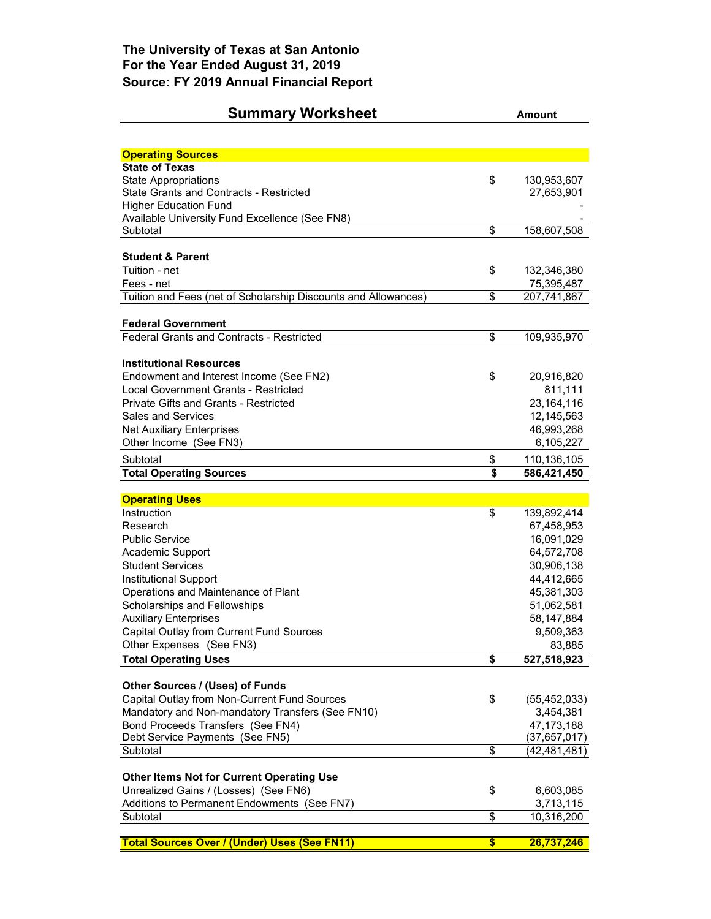## The University of Texas at San Antonio
## For the Year Ended August 31, 2019
## Source: FY 2019 Annual Financial Report

| Summary Worksheet | | Amount |
|---|---|---|
| **Operating Sources** | | |
| **State of Texas** | | |
| State Appropriations | $ | 130,953,607 |
| State Grants and Contracts - Restricted | | 27,653,901 |
| Higher Education Fund | | - |
| Available University Fund Excellence (See FN8) | | - |
| Subtotal | $ | 158,607,508 |
| **Student & Parent** | | |
| Tuition - net | $ | 132,346,380 |
| Fees - net | | 75,395,487 |
| Tuition and Fees (net of Scholarship Discounts and Allowances) | $ | 207,741,867 |
| **Federal Government** | | |
| Federal Grants and Contracts - Restricted | $ | 109,935,970 |
| **Institutional Resources** | | |
| Endowment and Interest Income (See FN2) | $ | 20,916,820 |
| Local Government Grants - Restricted | | 811,111 |
| Private Gifts and Grants - Restricted | | 23,164,116 |
| Sales and Services | | 12,145,563 |
| Net Auxiliary Enterprises | | 46,993,268 |
| Other Income (See FN3) | | 6,105,227 |
| Subtotal | $ | 110,136,105 |
| **Total Operating Sources** | **$** | **586,421,450** |
| **Operating Uses** | | |
| Instruction | $ | 139,892,414 |
| Research | | 67,458,953 |
| Public Service | | 16,091,029 |
| Academic Support | | 64,572,708 |
| Student Services | | 30,906,138 |
| Institutional Support | | 44,412,665 |
| Operations and Maintenance of Plant | | 45,381,303 |
| Scholarships and Fellowships | | 51,062,581 |
| Auxiliary Enterprises | | 58,147,884 |
| Capital Outlay from Current Fund Sources | | 9,509,363 |
| Other Expenses (See FN3) | | 83,885 |
| **Total Operating Uses** | **$** | **527,518,923** |
| **Other Sources / (Uses) of Funds** | | |
| Capital Outlay from Non-Current Fund Sources | $ | (55,452,033) |
| Mandatory and Non-mandatory Transfers (See FN10) | | 3,454,381 |
| Bond Proceeds Transfers (See FN4) | | 47,173,188 |
| Debt Service Payments (See FN5) | | (37,657,017) |
| Subtotal | $ | (42,481,481) |
| **Other Items Not for Current Operating Use** | | |
| Unrealized Gains / (Losses) (See FN6) | $ | 6,603,085 |
| Additions to Permanent Endowments (See FN7) | | 3,713,115 |
| Subtotal | $ | 10,316,200 |
| **Total Sources Over / (Under) Uses (See FN11)** | **$** | **26,737,246** |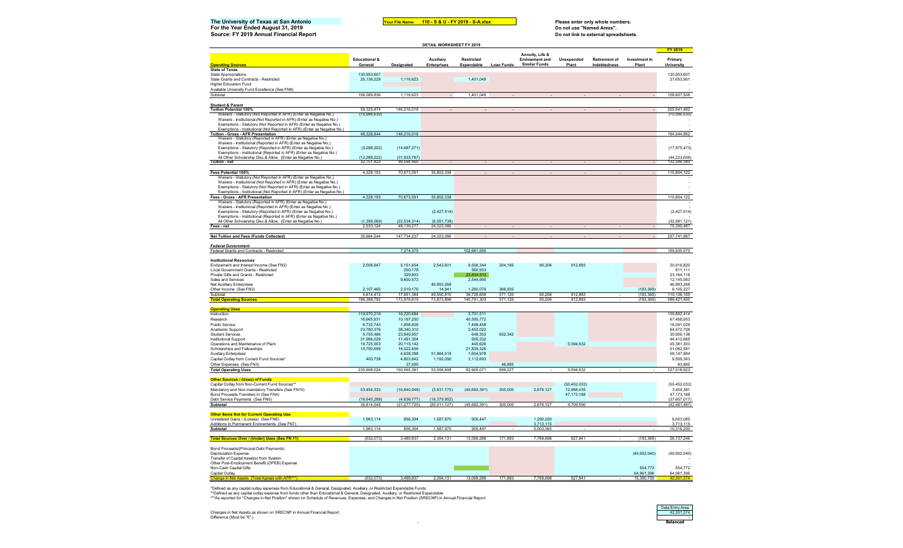**The University of Texas at San Antonio**
**For the Year Ended August 31, 2019**
**Source: FY 2019 Annual Financial Report**

Your File Name: **110 - S & U - FY 2019 - S-A.xlsx**

**Please enter only whole numbers.**
**Do not use "Named Areas".**
**Do not link to external spreadsheets.**

**DETAIL WORKSHEET FY 2019**

| Operating Sources | Educational & General | Designated | Auxiliary Enterprises | Restricted Expendable | Loan Funds | Annuity, Life & Endowment and Similar Funds | Unexpended Plant | Retirement of Indebtedness | Investment in Plant | FY 2019 Primary University |
|---|---|---|---|---|---|---|---|---|---|---|
| **State of Texas** | | | | | | | | | | |
| State Appropriations | 130,953,607 | | | | | | | | | 130,953,607 |
| State Grants and Contracts - Restricted | 25,136,229 | 1,116,623 | | 1,401,049 | | | | | | 27,653,901 |
| Higher Education Fund | | | | | | | | | | - |
| Available University Fund Excellence (See FN8) | | | | | | | | | | - |
| Subtotal | 156,089,836 | 1,116,623 | - | 1,401,049 | - | - | - | - | - | 158,607,508 |
| **Student & Parent** | | | | | | | | | | |
| **Tuition Potential 100%** | 59,325,474 | 146,216,018 | - | - | - | - | - | - | - | 205,541,492 |
| Waivers - Statutory (Not Reported in AFR) (Enter as Negative No.) | (10,996,630) | | | | | | | | | (10,996,630) |
| Waivers - Institutional (Not Reported in AFR) (Enter as Negative No.) | | | | | | | | | | - |
| Exemptions - Statutory (Not Reported in AFR) (Enter as Negative No.) | | | | | | | | | | - |
| Exemptions - Institutional (Not Reported in AFR) (Enter as Negative No.) | | | | | | | | | | - |
| **Tuition - Gross - AFR Presentation** | 48,328,844 | 146,216,018 | | | | | | | | 194,544,862 |
| Waivers - Statutory (Reported in AFR) (Enter as Negative No.) | | | | | | | | | | - |
| Waivers - Institutional (Reported in AFR) (Enter as Negative No.) | | | | | | | | | | - |
| Exemptions - Statutory (Reported in AFR) (Enter as Negative No.) | (3,288,202) | (14,687,271) | | | | | | | | (17,975,473) |
| Exemptions - Institutional (Reported in AFR) (Enter as Negative No.) | | | | | | | | | | - |
| All Other Scholarship Disc.& Allow. (Enter as Negative No.) | (12,289,222) | (31,933,787) | | | | | | | | (44,223,009) |
| **Tuition - net** | 32,751,420 | 99,594,960 | - | - | - | - | - | - | - | 132,346,380 |
| **Fees Potential 100%** | 4,328,193 | 70,673,591 | 35,802,338 | - | - | - | - | - | - | 110,804,122 |
| Waivers - Statutory (Not Reported in AFR) (Enter as Negative No.) | | | | | | | | | | - |
| Waivers - Institutional (Not Reported in AFR) (Enter as Negative No.) | | | | | | | | | | - |
| Exemptions - Statutory (Not Reported in AFR) (Enter as Negative No.) | | | | | | | | | | - |
| Exemptions - Institutional (Not Reported in AFR) (Enter as Negative No.) | | | | | | | | | | - |
| **Fees - Gross - AFR Presentation** | 4,328,193 | 70,673,591 | 35,802,338 | | | | | | | 110,804,122 |
| Waivers - Statutory (Reported in AFR) (Enter as Negative No.) | | | | | | | | | | - |
| Waivers - Institutional (Reported in AFR) (Enter as Negative No.) | | | | | | | | | | - |
| Exemptions - Statutory (Reported in AFR) (Enter as Negative No.) | | | (2,427,514) | | | | | | | (2,427,514) |
| Exemptions - Institutional (Reported in AFR) (Enter as Negative No.) | | | | | | | | | | - |
| All Other Scholarship Disc.& Allow. (Enter as Negative No.) | (1,395,069) | (22,534,314) | (9,051,738) | | | | | | | (32,981,121) |
| **Fees - net** | 2,933,124 | 48,139,277 | 24,323,086 | - | - | - | - | - | - | 75,395,487 |
| **Net Tuition and Fees (Funds Collected)** | 35,684,544 | 147,734,237 | 24,323,086 | - | - | - | - | - | - | 207,741,867 |
| **Federal Government** | | | | | | | | | | |
| Federal Grants and Contracts - Restricted | | 7,274,375 | | 102,661,595 | | | | | | 109,935,970 |
| **Institutional Resources** | | | | | | | | | | |
| Endowment and Interest Income (See FN2) | 2,506,947 | 5,151,654 | 2,542,601 | 9,508,344 | 204,185 | 90,206 | 912,883 | | | 20,916,820 |
| Local Government Grants - Restricted | | 250,178 | | 560,933 | | | | | | 811,111 |
| Private Gifts and Grants - Restricted | | 329,803 | | 22,834,313 | | | | | | 23,164,116 |
| Sales and Services | | 9,600,573 | | 2,544,990 | | | | | | 12,145,563 |
| Net Auxiliary Enterprises | | | 46,993,268 | | | | | | | 46,993,268 |
| Other Income (See FN3) | 2,107,465 | 2,519,176 | 14,941 | 1,280,079 | 366,935 | | | | (183,369) | 6,105,227 |
| Subtotal | 4,614,412 | 17,851,384 | 49,550,810 | 36,728,659 | 571,120 | 90,206 | 912,883 | - | (183,369) | 110,136,105 |
| **Total Operating Sources** | 196,388,792 | 173,976,619 | 73,873,896 | 140,791,303 | 571,120 | 90,206 | 912,883 | - | (183,369) | 586,421,450 |
| **Operating Uses** | | | | | | | | | | |
| Instruction | 119,970,219 | 16,220,684 | | 3,701,511 | | | | | | 139,892,414 |
| Research | 16,665,931 | 10,197,250 | | 40,595,772 | | | | | | 67,458,953 |
| Public Service | 6,732,743 | 1,858,828 | | 7,499,458 | | | | | | 16,091,029 |
| Academic Support | 23,780,376 | 38,340,310 | | 2,452,022 | | | | | | 64,572,708 |
| Student Services | 5,755,486 | 23,849,957 | | 648,353 | 652,342 | | | | | 30,906,138 |
| Institutional Support | 31,966,029 | 11,491,304 | | 955,332 | | | | | | 44,412,665 |
| Operations and Maintenance of Plant | 19,725,903 | 20,115,142 | | 445,626 | | | 5,094,632 | | | 45,381,303 |
| Scholarships and Fellowships | 10,700,599 | 18,522,656 | | 21,839,326 | | | | | | 51,062,581 |
| Auxiliary Enterprises | | 4,628,388 | 51,864,518 | 1,654,978 | | | | | | 58,147,884 |
| Capital Outlay from Current Fund Sources* | 400,738 | 4,803,842 | 1,192,090 | 3,112,693 | | | | | | 9,509,363 |
| Other Expenses (See FN3) | | 37,000 | | | 46,885 | | | | | 83,885 |
| **Total Operating Uses** | 235,698,024 | 150,065,361 | 53,056,608 | 82,905,071 | 699,227 | - | 5,094,632 | - | - | 527,518,923 |
| **Other Sources / (Uses) of Funds** | | | | | | | | | | |
| Capital Outlay from Non-Current Fund Sources** | | | | | | | (55,452,033) | | | (55,452,033) |
| Mandatory and Non-mandatory Transfers (See FN10) | 53,454,333 | (16,640,948) | (3,631,175) | (45,692,391) | 300,000 | 2,676,127 | 12,988,435 | | | 3,454,381 |
| Bond Proceeds Transfers In (See FN4) | | | | | | | 47,173,188 | | | 47,173,188 |
| Debt Service Payments (See FN5) | (16,640,288) | (4,636,777) | (16,379,952) | | | | | | | (37,657,017) |
| **Subtotal** | 36,814,045 | (21,277,725) | (20,011,127) | (45,692,391) | 300,000 | 2,676,127 | 4,709,590 | - | - | (42,481,481) |
| **Other Items Not for Current Operating Use** | | | | | | | | | | |
| Unrealized Gains / (Losses) (See FN6) | 1,963,114 | 856,304 | 1,587,970 | 905,447 | | 1,290,250 | | | | 6,603,085 |
| Additions to Permanent Endowments (See FN7) | | | | | | 3,713,115 | | | | 3,713,115 |
| **Subtotal** | 1,963,114 | 856,304 | 1,587,970 | 905,447 | - | 5,003,365 | - | - | - | 10,316,200 |
| **Total Sources Over / (Under) Uses (See FN 11)** | (532,073) | 3,489,837 | 2,394,131 | 13,099,288 | 171,893 | 7,769,698 | 527,841 | - | (183,369) | 26,737,246 |
| Bond Proceeds/(Principal Debt Payments) | | | | | | | | | | - |
| Depreciation Expense | | | | | | | | | (49,952,040) | (49,952,040) |
| Transfer of Capital Asset(s) from System | | | | | | | | | | - |
| Other Post-Employment Benefit (OPEB) Expense | | | | | | | | | | - |
| Non-Cash Capital Gifts | | | | | | | | | 554,772 | 554,772 |
| Capital Outlay | | | | | | | | | 64,961,396 | 64,961,396 |
| **Change in Net Assets (Total Agrees with AFR\*\*\*)** | (532,073) | 3,489,837 | 2,394,131 | 13,099,288 | 171,893 | 7,769,698 | 527,841 | - | 15,380,759 | 42,301,374 |

*Defined as any capital outlay expenses from Educational & General, Designated, Auxiliary, or Restricted Expendable Funds.
**Defined as any capital outlay expense from funds other than Educational & General, Designated, Auxiliary, or Restricted Expendable.
***As reported for "Changes in Net Position" shown on Schedule of Revenues, Expenses, and Changes in Net Position (SRECNP) in Annual Financial Report.

| | Data Entry Area |
|---|---|
| Changes in Net Assets as shown on SRECNP in Annual Financial Report. | 42,301,374 |
| Difference (Must be "0".) | - |
| | **Balanced** |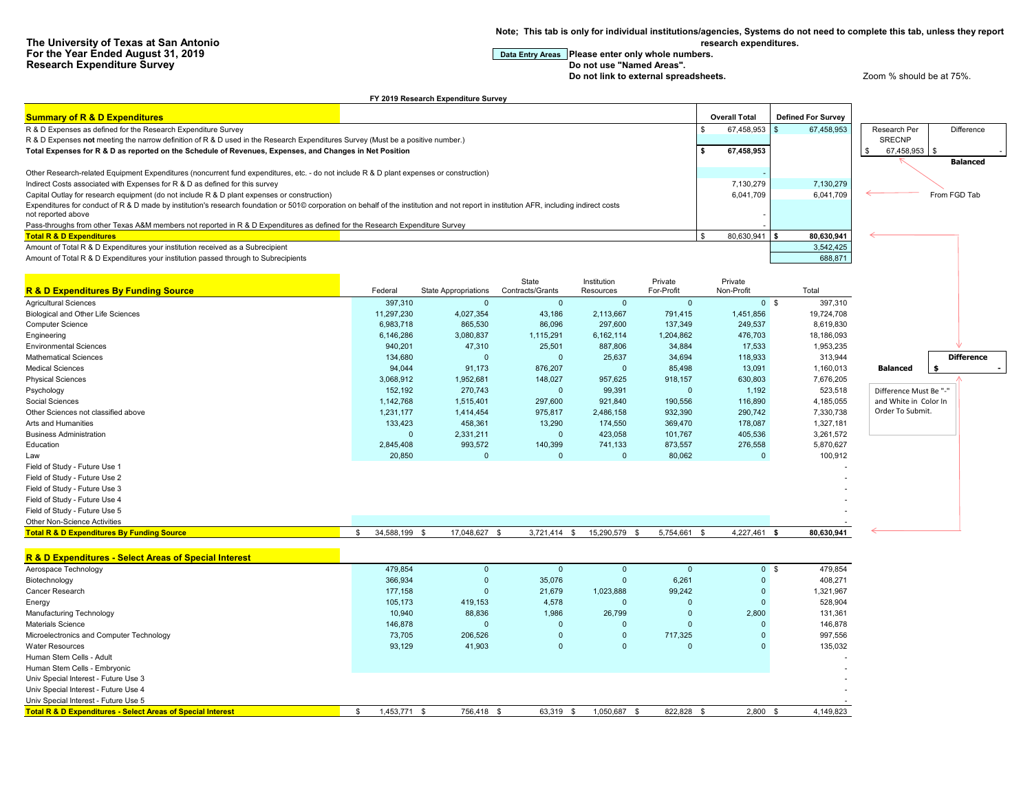**The University of Texas at San Antonio**
**For the Year Ended August 31, 2019**
**Research Expenditure Survey**

**Note; This tab is only for individual institutions/agencies, Systems do not need to complete this tab, unless they report research expenditures.**

Data Entry Areas **Please enter only whole numbers.**
**Do not use "Named Areas".**
**Do not link to external spreadsheets.**

Zoom % should be at 75%.

**FY 2019 Research Expenditure Survey**

| **Summary of R & D Expenditures** | **Overall Total** | **Defined For Survey** |
|---|---|---|
| R & D Expenses as defined for the Research Expenditure Survey | $ 67,458,953 | $ 67,458,953 |
| R & D Expenses **not** meeting the narrow definition of R & D used in the Research Expenditures Survey (Must be a positive number.) | | |
| **Total Expenses for R & D as reported on the Schedule of Revenues, Expenses, and Changes in Net Position** | **$ 67,458,953** | |
| Other Research-related Equipment Expenditures (noncurrent fund expenditures, etc. - do not include R & D plant expenses or construction) | - | |
| Indirect Costs associated with Expenses for R & D as defined for this survey | 7,130,279 | 7,130,279 |
| Capital Outlay for research equipment (do not include R & D plant expenses or construction) | 6,041,709 | 6,041,709 |
| Expenditures for conduct of R & D made by institution's research foundation or 501© corporation on behalf of the institution and not report in institution AFR, including indirect costs not reported above | - | |
| Pass-throughs from other Texas A&M members not reported in R & D Expenditures as defined for the Research Expenditure Survey | - | |
| **Total R & D Expenditures** | $ 80,630,941 | **$ 80,630,941** |
| Amount of Total R & D Expenditures your institution received as a Subrecipient | | 3,542,425 |
| Amount of Total R & D Expenditures your institution passed through to Subrecipients | | 688,871 |

| Research Per SRECNP | Difference |
|---|---|
| $ 67,458,953 | $ - |
| | **Balanced** |

From FGD Tab

| **R & D Expenditures By Funding Source** | Federal | State Appropriations | State Contracts/Grants | Institution Resources | Private For-Profit | Private Non-Profit | Total |
|---|---|---|---|---|---|---|---|
| Agricultural Sciences | 397,310 | 0 | 0 | 0 | 0 | 0 | $ 397,310 |
| Biological and Other Life Sciences | 11,297,230 | 4,027,354 | 43,186 | 2,113,667 | 791,415 | 1,451,856 | 19,724,708 |
| Computer Science | 6,983,718 | 865,530 | 86,096 | 297,600 | 137,349 | 249,537 | 8,619,830 |
| Engineering | 6,146,286 | 3,080,837 | 1,115,291 | 6,162,114 | 1,204,862 | 476,703 | 18,186,093 |
| Environmental Sciences | 940,201 | 47,310 | 25,501 | 887,806 | 34,884 | 17,533 | 1,953,235 |
| Mathematical Sciences | 134,680 | 0 | 0 | 25,637 | 34,694 | 118,933 | 313,944 |
| Medical Sciences | 94,044 | 91,173 | 876,207 | 0 | 85,498 | 13,091 | 1,160,013 |
| Physical Sciences | 3,068,912 | 1,952,681 | 148,027 | 957,625 | 918,157 | 630,803 | 7,676,205 |
| Psychology | 152,192 | 270,743 | 0 | 99,391 | 0 | 1,192 | 523,518 |
| Social Sciences | 1,142,768 | 1,515,401 | 297,600 | 921,840 | 190,556 | 116,890 | 4,185,055 |
| Other Sciences not classified above | 1,231,177 | 1,414,454 | 975,817 | 2,486,158 | 932,390 | 290,742 | 7,330,738 |
| Arts and Humanities | 133,423 | 458,361 | 13,290 | 174,550 | 369,470 | 178,087 | 1,327,181 |
| Business Administration | 0 | 2,331,211 | 0 | 423,058 | 101,767 | 405,536 | 3,261,572 |
| Education | 2,845,408 | 993,572 | 140,399 | 741,133 | 873,557 | 276,558 | 5,870,627 |
| Law | 20,850 | 0 | 0 | 0 | 80,062 | 0 | 100,912 |
| Field of Study - Future Use 1 | | | | | | | - |
| Field of Study - Future Use 2 | | | | | | | - |
| Field of Study - Future Use 3 | | | | | | | - |
| Field of Study - Future Use 4 | | | | | | | - |
| Field of Study - Future Use 5 | | | | | | | - |
| Other Non-Science Activities | | | | | | | - |
| **Total R & D Expenditures By Funding Source** | $ 34,588,199 | $ 17,048,627 | $ 3,721,414 | $ 15,290,579 | $ 5,754,661 | $ 4,227,461 | **$ 80,630,941** |

| Balanced | **Difference** |
|---|---|
| | **$ -** |

Difference Must Be "-" and White in Color In Order To Submit.

| **R & D Expenditures - Select Areas of Special Interest** | Federal | State Appropriations | State Contracts/Grants | Institution Resources | Private For-Profit | Private Non-Profit | Total |
|---|---|---|---|---|---|---|---|
| Aerospace Technology | 479,854 | 0 | 0 | 0 | 0 | 0 | $ 479,854 |
| Biotechnology | 366,934 | 0 | 35,076 | 0 | 6,261 | 0 | 408,271 |
| Cancer Research | 177,158 | 0 | 21,679 | 1,023,888 | 99,242 | 0 | 1,321,967 |
| Energy | 105,173 | 419,153 | 4,578 | 0 | 0 | 0 | 528,904 |
| Manufacturing Technology | 10,940 | 88,836 | 1,986 | 26,799 | 0 | 2,800 | 131,361 |
| Materials Science | 146,878 | 0 | 0 | 0 | 0 | 0 | 146,878 |
| Microelectronics and Computer Technology | 73,705 | 206,526 | 0 | 0 | 717,325 | 0 | 997,556 |
| Water Resources | 93,129 | 41,903 | 0 | 0 | 0 | 0 | 135,032 |
| Human Stem Cells - Adult | | | | | | | - |
| Human Stem Cells - Embryonic | | | | | | | - |
| Univ Special Interest - Future Use 3 | | | | | | | - |
| Univ Special Interest - Future Use 4 | | | | | | | - |
| Univ Special Interest - Future Use 5 | | | | | | | - |
| **Total R & D Expenditures - Select Areas of Special Interest** | $ 1,453,771 | $ 756,418 | $ 63,319 | $ 1,050,687 | $ 822,828 | $ 2,800 | $ 4,149,823 |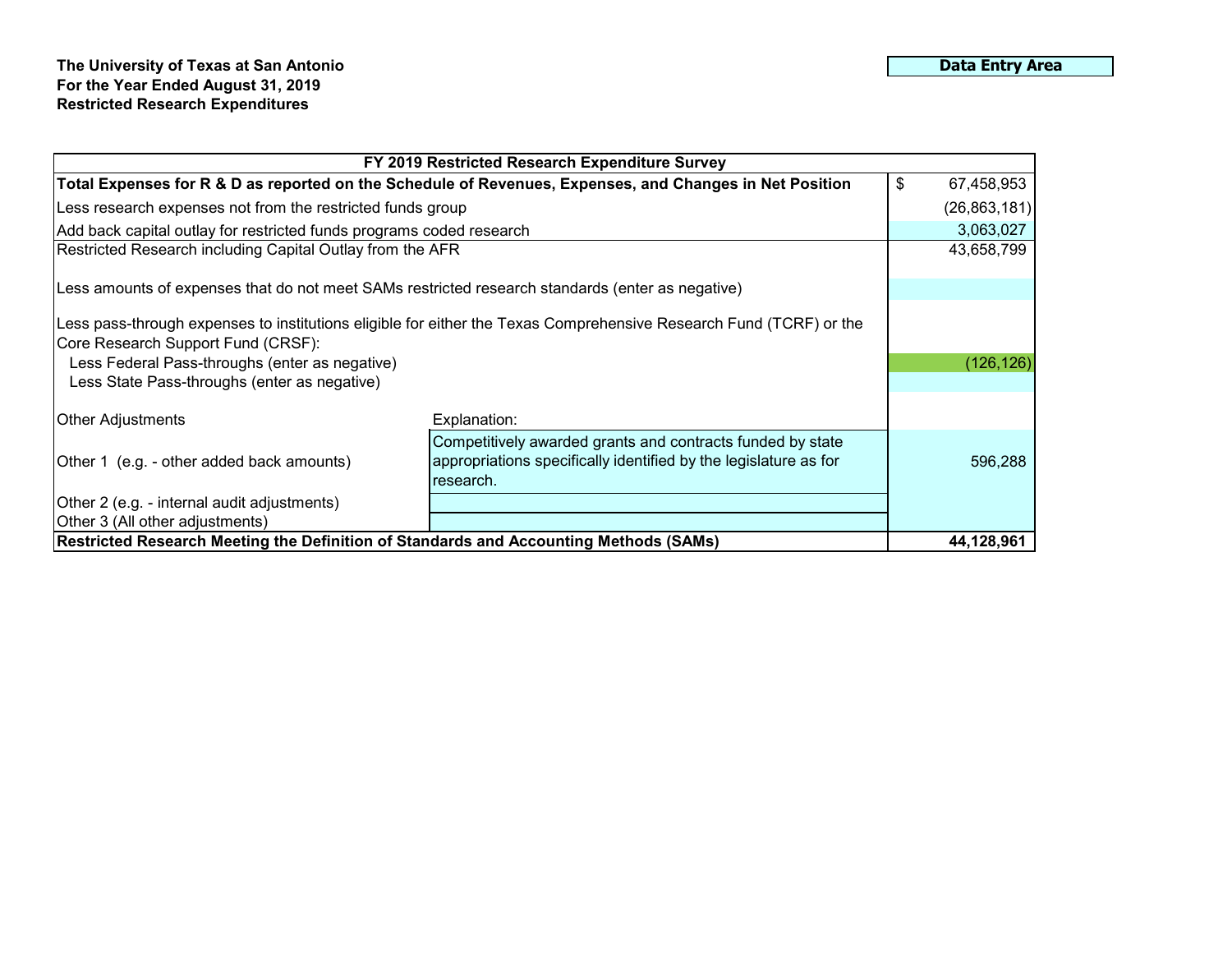**The University of Texas at San Antonio**
**For the Year Ended August 31, 2019**
**Restricted Research Expenditures**

**Data Entry Area**

| FY 2019 Restricted Research Expenditure Survey | | |
|---|---|---|
| **Total Expenses for R & D as reported on the Schedule of Revenues, Expenses, and Changes in Net Position** | | $ 67,458,953 |
| Less research expenses not from the restricted funds group | | (26,863,181) |
| Add back capital outlay for restricted funds programs coded research | | 3,063,027 |
| Restricted Research including Capital Outlay from the AFR | | 43,658,799 |
| Less amounts of expenses that do not meet SAMs restricted research standards (enter as negative) | | |
| Less pass-through expenses to institutions eligible for either the Texas Comprehensive Research Fund (TCRF) or the Core Research Support Fund (CRSF): | | |
| Less Federal Pass-throughs (enter as negative) | | (126,126) |
| Less State Pass-throughs (enter as negative) | | |
| Other Adjustments | Explanation: | |
| Other 1 (e.g. - other added back amounts) | Competitively awarded grants and contracts funded by state appropriations specifically identified by the legislature as for research. | 596,288 |
| Other 2 (e.g. - internal audit adjustments) | | |
| Other 3 (All other adjustments) | | |
| **Restricted Research Meeting the Definition of Standards and Accounting Methods (SAMs)** | | **44,128,961** |